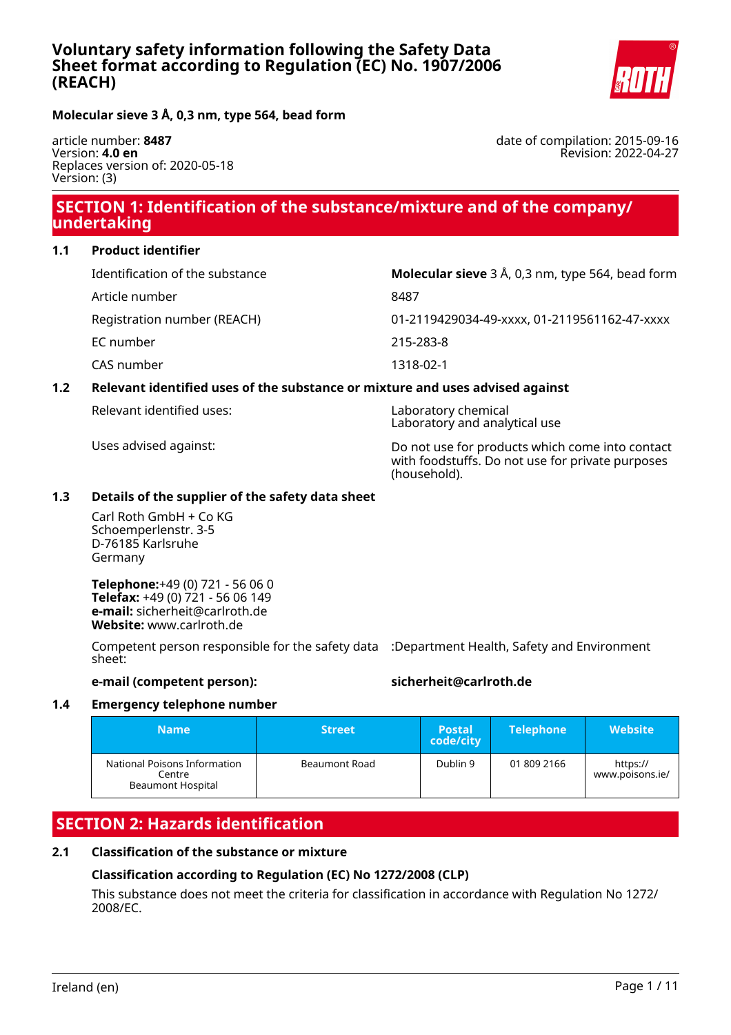# Voluntary safety information following the Safety Data Sheet format according to Regulation (EC) No. 1907/2006 (REACH)

**Molecular sieve 3 Å, 0,3 nm, type 564, bead form**

article number: **8487**
Version: **4.0 en**
Replaces version of: 2020-05-18
Version: (3)

date of compilation: 2015-09-16
Revision: 2022-04-27

## SECTION 1: Identification of the substance/mixture and of the company/undertaking

### 1.1 Product identifier

| | |
|---|---|
| Identification of the substance | **Molecular sieve** 3 Å, 0,3 nm, type 564, bead form |
| Article number | 8487 |
| Registration number (REACH) | 01-2119429034-49-xxxx, 01-2119561162-47-xxxx |
| EC number | 215-283-8 |
| CAS number | 1318-02-1 |

### 1.2 Relevant identified uses of the substance or mixture and uses advised against

| | |
|---|---|
| Relevant identified uses: | Laboratory chemical<br>Laboratory and analytical use |
| Uses advised against: | Do not use for products which come into contact with foodstuffs. Do not use for private purposes (household). |

### 1.3 Details of the supplier of the safety data sheet

Carl Roth GmbH + Co KG
Schoemperlenstr. 3-5
D-76185 Karlsruhe
Germany

**Telephone:**+49 (0) 721 - 56 06 0
**Telefax:** +49 (0) 721 - 56 06 149
**e-mail:** sicherheit@carlroth.de
**Website:** www.carlroth.de

Competent person responsible for the safety data sheet: :Department Health, Safety and Environment

**e-mail (competent person):** **sicherheit@carlroth.de**

### 1.4 Emergency telephone number

| Name | Street | Postal code/city | Telephone | Website |
|---|---|---|---|---|
| National Poisons Information Centre<br>Beaumont Hospital | Beaumont Road | Dublin 9 | 01 809 2166 | https://www.poisons.ie/ |

## SECTION 2: Hazards identification

### 2.1 Classification of the substance or mixture

**Classification according to Regulation (EC) No 1272/2008 (CLP)**

This substance does not meet the criteria for classification in accordance with Regulation No 1272/2008/EC.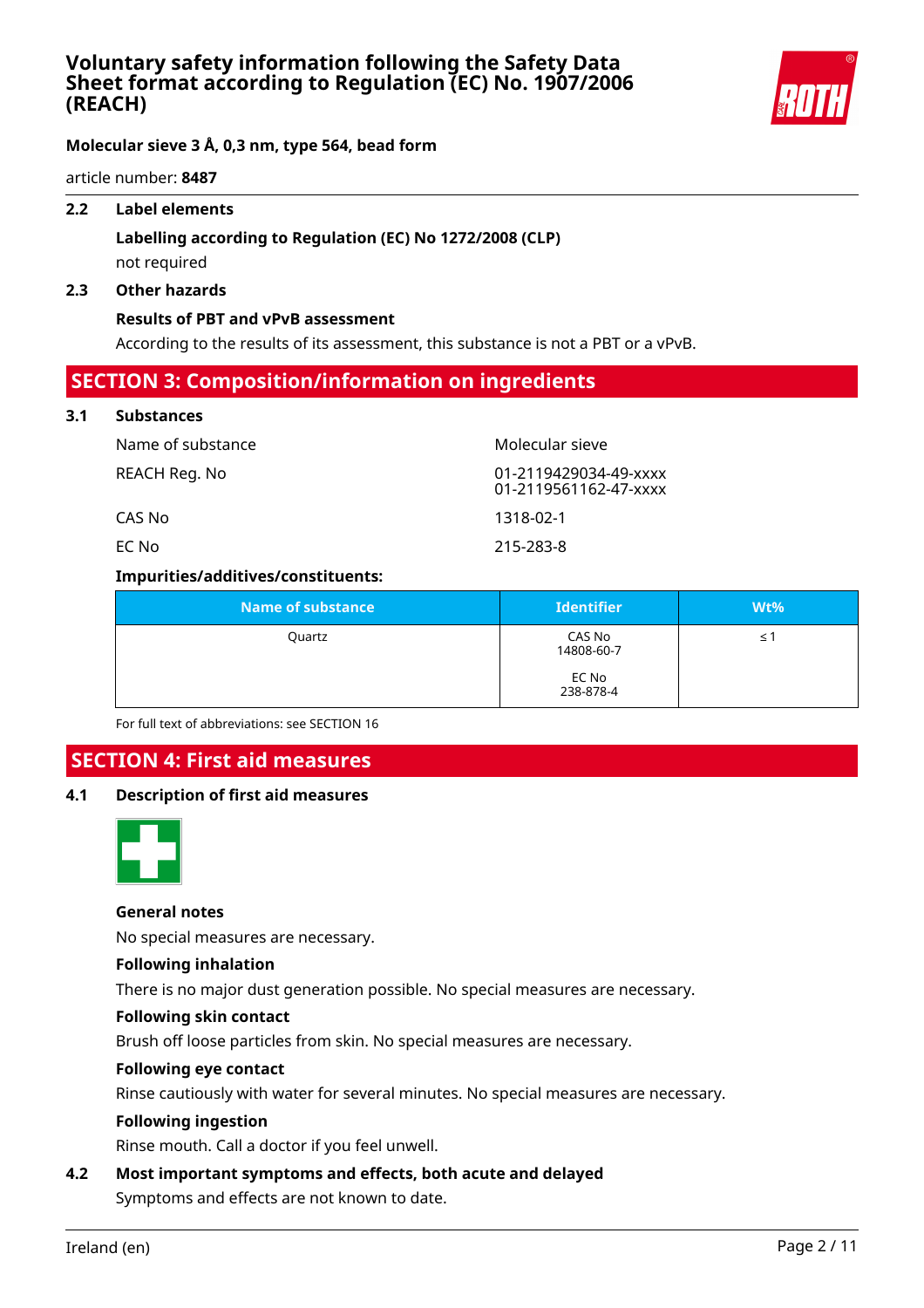### 2.2 Label elements

**Labelling according to Regulation (EC) No 1272/2008 (CLP)**

not required

### 2.3 Other hazards

**Results of PBT and vPvB assessment**

According to the results of its assessment, this substance is not a PBT or a vPvB.

## SECTION 3: Composition/information on ingredients

### 3.1 Substances

| | |
|---|---|
| Name of substance | Molecular sieve |
| REACH Reg. No | 01-2119429034-49-xxxx<br>01-2119561162-47-xxxx |
| CAS No | 1318-02-1 |
| EC No | 215-283-8 |

**Impurities/additives/constituents:**

| Name of substance | Identifier | Wt% |
|---|---|---|
| Quartz | CAS No<br>14808-60-7<br><br>EC No<br>238-878-4 | ≤ 1 |

For full text of abbreviations: see SECTION 16

## SECTION 4: First aid measures

### 4.1 Description of first aid measures

**General notes**

No special measures are necessary.

**Following inhalation**

There is no major dust generation possible. No special measures are necessary.

**Following skin contact**

Brush off loose particles from skin. No special measures are necessary.

**Following eye contact**

Rinse cautiously with water for several minutes. No special measures are necessary.

**Following ingestion**

Rinse mouth. Call a doctor if you feel unwell.

### 4.2 Most important symptoms and effects, both acute and delayed

Symptoms and effects are not known to date.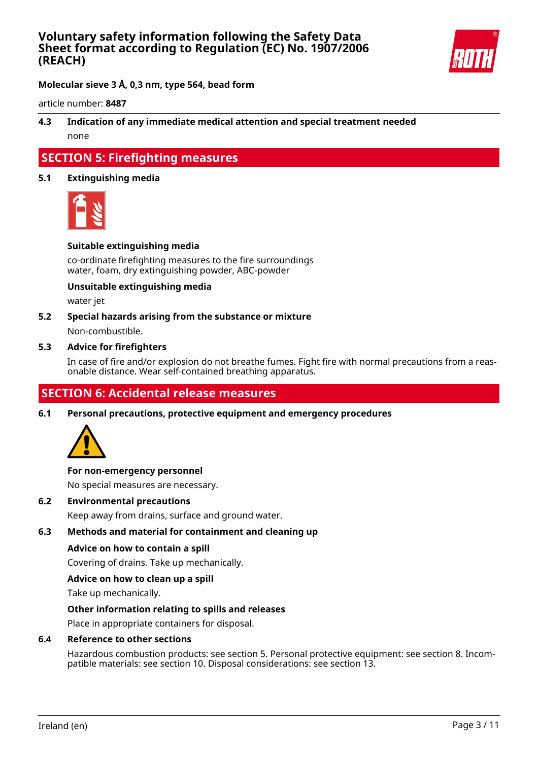### 4.3 Indication of any immediate medical attention and special treatment needed

none

## SECTION 5: Firefighting measures

### 5.1 Extinguishing media

**Suitable extinguishing media**

co-ordinate firefighting measures to the fire surroundings
water, foam, dry extinguishing powder, ABC-powder

**Unsuitable extinguishing media**

water jet

### 5.2 Special hazards arising from the substance or mixture

Non-combustible.

### 5.3 Advice for firefighters

In case of fire and/or explosion do not breathe fumes. Fight fire with normal precautions from a reasonable distance. Wear self-contained breathing apparatus.

## SECTION 6: Accidental release measures

### 6.1 Personal precautions, protective equipment and emergency procedures

**For non-emergency personnel**

No special measures are necessary.

### 6.2 Environmental precautions

Keep away from drains, surface and ground water.

### 6.3 Methods and material for containment and cleaning up

**Advice on how to contain a spill**

Covering of drains. Take up mechanically.

**Advice on how to clean up a spill**

Take up mechanically.

**Other information relating to spills and releases**

Place in appropriate containers for disposal.

### 6.4 Reference to other sections

Hazardous combustion products: see section 5. Personal protective equipment: see section 8. Incompatible materials: see section 10. Disposal considerations: see section 13.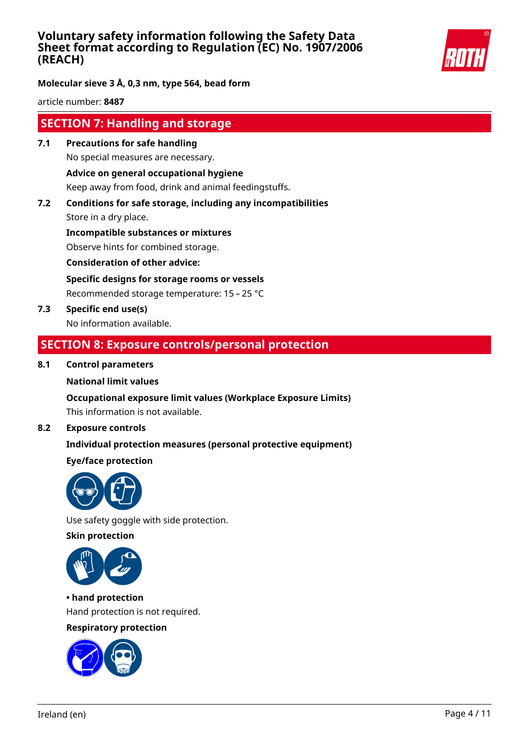# Voluntary safety information following the Safety Data Sheet format according to Regulation (EC) No. 1907/2006 (REACH)

**Molecular sieve 3 Å, 0,3 nm, type 564, bead form**

article number: **8487**

## SECTION 7: Handling and storage

**7.1 Precautions for safe handling**

No special measures are necessary.

**Advice on general occupational hygiene**

Keep away from food, drink and animal feedingstuffs.

**7.2 Conditions for safe storage, including any incompatibilities**

Store in a dry place.

**Incompatible substances or mixtures**

Observe hints for combined storage.

**Consideration of other advice:**

**Specific designs for storage rooms or vessels**

Recommended storage temperature: 15 – 25 °C

**7.3 Specific end use(s)**

No information available.

## SECTION 8: Exposure controls/personal protection

**8.1 Control parameters**

**National limit values**

**Occupational exposure limit values (Workplace Exposure Limits)**

This information is not available.

**8.2 Exposure controls**

**Individual protection measures (personal protective equipment)**

**Eye/face protection**

Use safety goggle with side protection.

**Skin protection**

**• hand protection**

Hand protection is not required.

**Respiratory protection**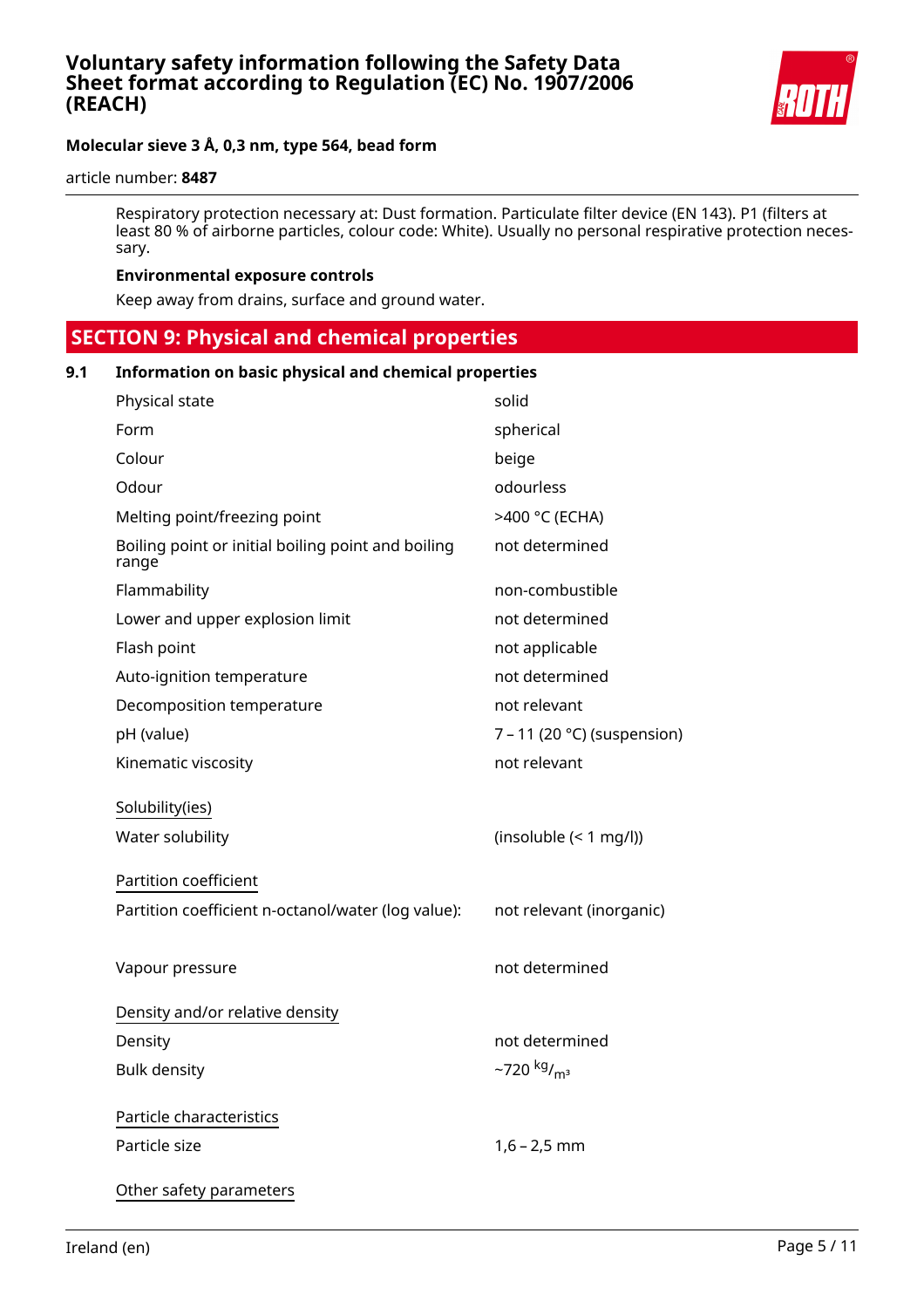Respiratory protection necessary at: Dust formation. Particulate filter device (EN 143). P1 (filters at least 80 % of airborne particles, colour code: White). Usually no personal respirative protection necessary.

**Environmental exposure controls**

Keep away from drains, surface and ground water.

## SECTION 9: Physical and chemical properties

### 9.1 Information on basic physical and chemical properties

| | |
|---|---|
| Physical state | solid |
| Form | spherical |
| Colour | beige |
| Odour | odourless |
| Melting point/freezing point | >400 °C (ECHA) |
| Boiling point or initial boiling point and boiling range | not determined |
| Flammability | non-combustible |
| Lower and upper explosion limit | not determined |
| Flash point | not applicable |
| Auto-ignition temperature | not determined |
| Decomposition temperature | not relevant |
| pH (value) | 7 – 11 (20 °C) (suspension) |
| Kinematic viscosity | not relevant |

Solubility(ies)

| | |
|---|---|
| Water solubility | (insoluble (< 1 mg/l)) |

Partition coefficient

| | |
|---|---|
| Partition coefficient n-octanol/water (log value): | not relevant (inorganic) |
| Vapour pressure | not determined |

Density and/or relative density

| | |
|---|---|
| Density | not determined |
| Bulk density | ~720 $^{kg}/_{m^3}$ |

Particle characteristics

| | |
|---|---|
| Particle size | 1,6 – 2,5 mm |

Other safety parameters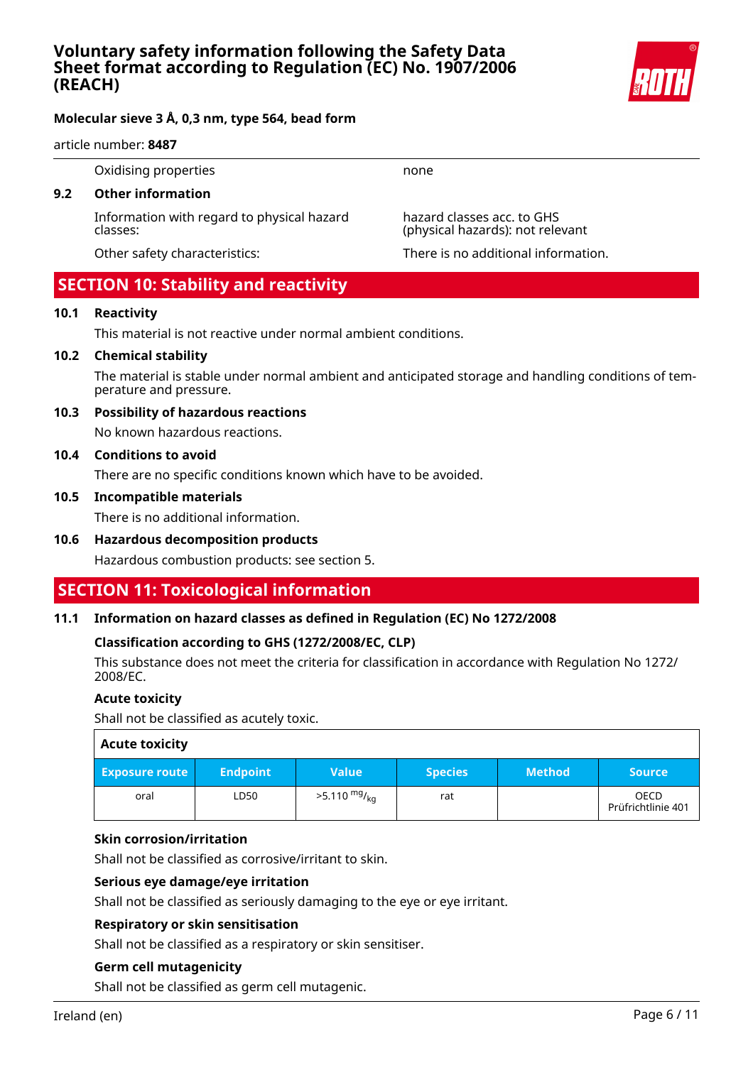Oxidising properties | none

### 9.2 Other information

Information with regard to physical hazard classes: hazard classes acc. to GHS (physical hazards): not relevant

Other safety characteristics: There is no additional information.

## SECTION 10: Stability and reactivity

### 10.1 Reactivity

This material is not reactive under normal ambient conditions.

### 10.2 Chemical stability

The material is stable under normal ambient and anticipated storage and handling conditions of temperature and pressure.

### 10.3 Possibility of hazardous reactions

No known hazardous reactions.

### 10.4 Conditions to avoid

There are no specific conditions known which have to be avoided.

### 10.5 Incompatible materials

There is no additional information.

### 10.6 Hazardous decomposition products

Hazardous combustion products: see section 5.

## SECTION 11: Toxicological information

### 11.1 Information on hazard classes as defined in Regulation (EC) No 1272/2008

**Classification according to GHS (1272/2008/EC, CLP)**

This substance does not meet the criteria for classification in accordance with Regulation No 1272/2008/EC.

**Acute toxicity**

Shall not be classified as acutely toxic.

**Acute toxicity**

| Exposure route | Endpoint | Value | Species | Method | Source |
|---|---|---|---|---|---|
| oral | LD50 | >5.110 $^{mg}/_{kg}$ | rat | | OECD Prüfrichtlinie 401 |

**Skin corrosion/irritation**

Shall not be classified as corrosive/irritant to skin.

**Serious eye damage/eye irritation**

Shall not be classified as seriously damaging to the eye or eye irritant.

**Respiratory or skin sensitisation**

Shall not be classified as a respiratory or skin sensitiser.

**Germ cell mutagenicity**

Shall not be classified as germ cell mutagenic.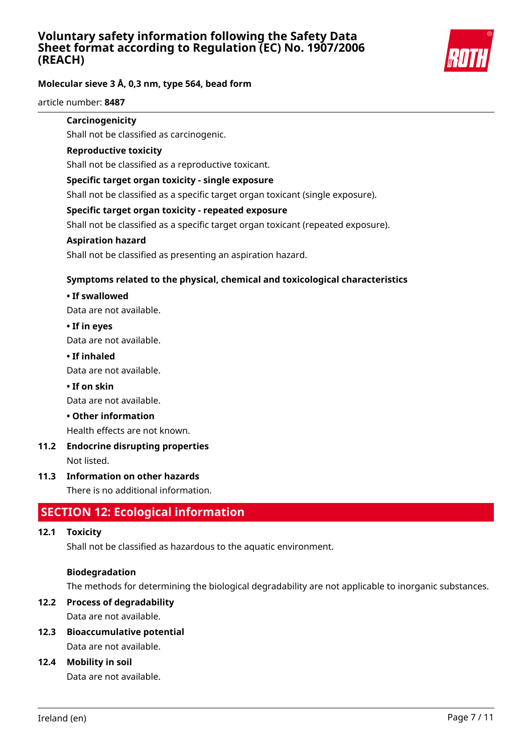**Carcinogenicity**

Shall not be classified as carcinogenic.

**Reproductive toxicity**

Shall not be classified as a reproductive toxicant.

**Specific target organ toxicity - single exposure**

Shall not be classified as a specific target organ toxicant (single exposure).

**Specific target organ toxicity - repeated exposure**

Shall not be classified as a specific target organ toxicant (repeated exposure).

**Aspiration hazard**

Shall not be classified as presenting an aspiration hazard.

**Symptoms related to the physical, chemical and toxicological characteristics**

**• If swallowed**

Data are not available.

**• If in eyes**

Data are not available.

**• If inhaled**

Data are not available.

**• If on skin**

Data are not available.

**• Other information**

Health effects are not known.

**11.2 Endocrine disrupting properties**

Not listed.

**11.3 Information on other hazards**

There is no additional information.

## SECTION 12: Ecological information

**12.1 Toxicity**

Shall not be classified as hazardous to the aquatic environment.

**Biodegradation**

The methods for determining the biological degradability are not applicable to inorganic substances.

**12.2 Process of degradability**

Data are not available.

**12.3 Bioaccumulative potential**

Data are not available.

**12.4 Mobility in soil**

Data are not available.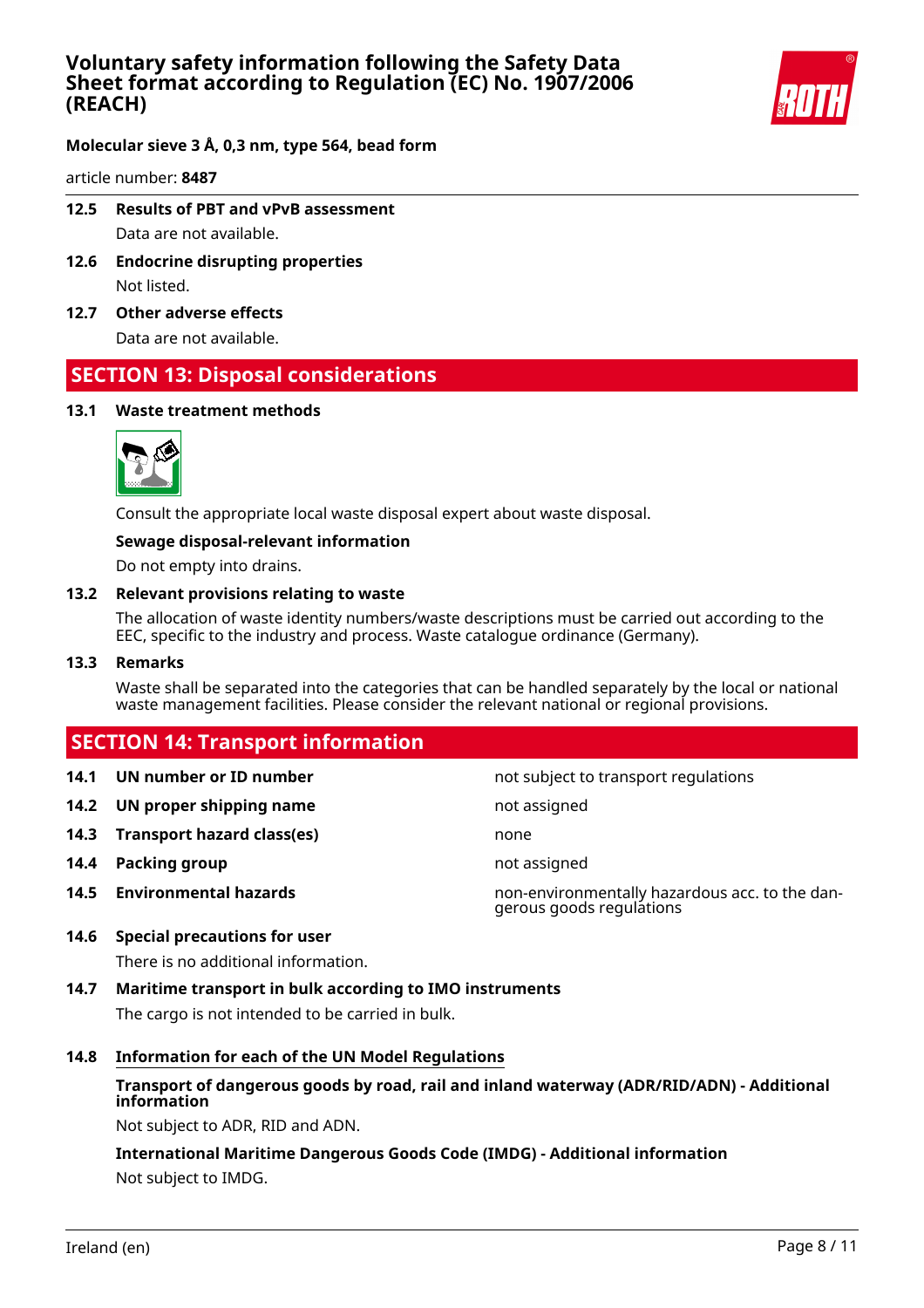### 12.5 Results of PBT and vPvB assessment

Data are not available.

### 12.6 Endocrine disrupting properties

Not listed.

### 12.7 Other adverse effects

Data are not available.

## SECTION 13: Disposal considerations

### 13.1 Waste treatment methods

Consult the appropriate local waste disposal expert about waste disposal.

**Sewage disposal-relevant information**

Do not empty into drains.

### 13.2 Relevant provisions relating to waste

The allocation of waste identity numbers/waste descriptions must be carried out according to the EEC, specific to the industry and process. Waste catalogue ordinance (Germany).

### 13.3 Remarks

Waste shall be separated into the categories that can be handled separately by the local or national waste management facilities. Please consider the relevant national or regional provisions.

## SECTION 14: Transport information

| | | |
|---|---|---|
| **14.1** | **UN number or ID number** | not subject to transport regulations |
| **14.2** | **UN proper shipping name** | not assigned |
| **14.3** | **Transport hazard class(es)** | none |
| **14.4** | **Packing group** | not assigned |
| **14.5** | **Environmental hazards** | non-environmentally hazardous acc. to the dangerous goods regulations |

### 14.6 Special precautions for user

There is no additional information.

### 14.7 Maritime transport in bulk according to IMO instruments

The cargo is not intended to be carried in bulk.

### 14.8 Information for each of the UN Model Regulations

**Transport of dangerous goods by road, rail and inland waterway (ADR/RID/ADN) - Additional information**

Not subject to ADR, RID and ADN.

**International Maritime Dangerous Goods Code (IMDG) - Additional information**

Not subject to IMDG.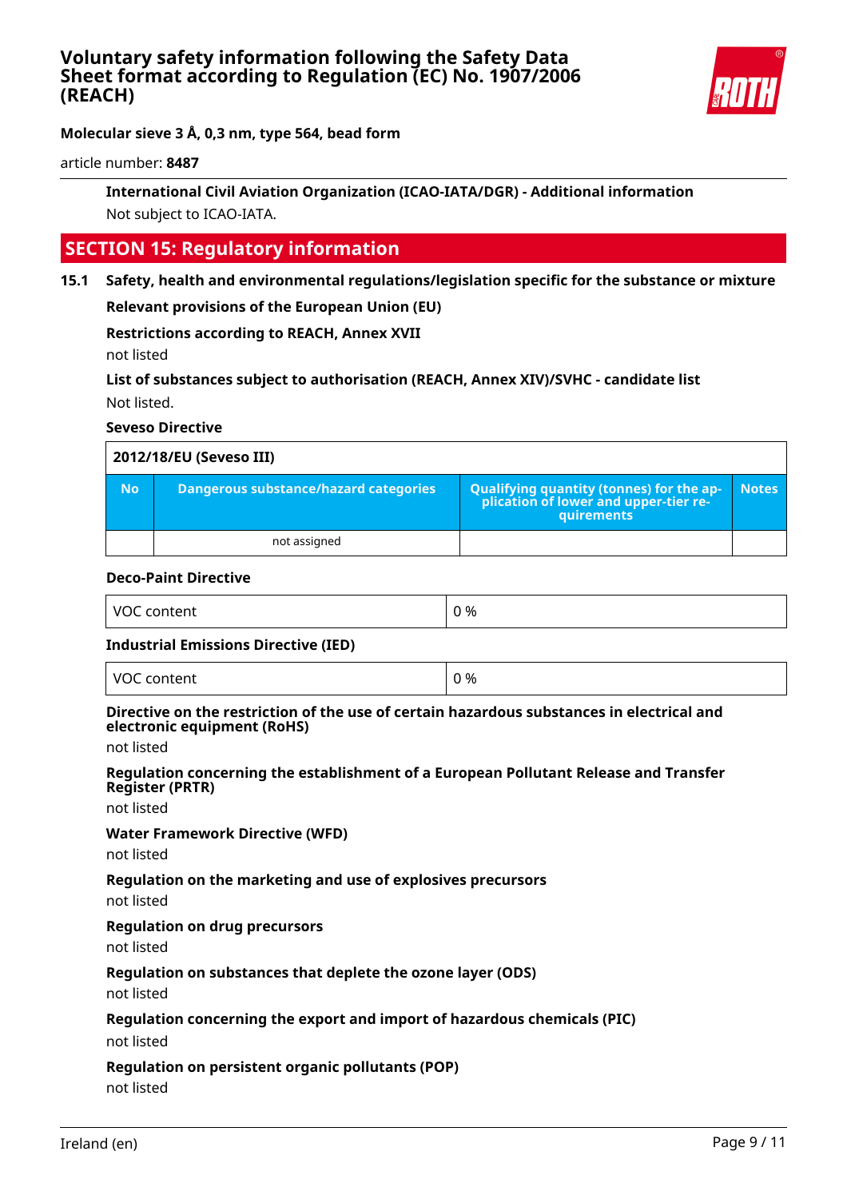International Civil Aviation Organization (ICAO-IATA/DGR) - Additional information

Not subject to ICAO-IATA.

## SECTION 15: Regulatory information

### 15.1 Safety, health and environmental regulations/legislation specific for the substance or mixture

**Relevant provisions of the European Union (EU)**

**Restrictions according to REACH, Annex XVII**

not listed

**List of substances subject to authorisation (REACH, Annex XIV)/SVHC - candidate list**

Not listed.

**Seveso Directive**

| 2012/18/EU (Seveso III) | | | |
|---|---|---|---|
| **No** | **Dangerous substance/hazard categories** | **Qualifying quantity (tonnes) for the application of lower and upper-tier requirements** | **Notes** |
| | not assigned | | |

**Deco-Paint Directive**

| VOC content | 0 % |
|---|---|

**Industrial Emissions Directive (IED)**

| VOC content | 0 % |
|---|---|

**Directive on the restriction of the use of certain hazardous substances in electrical and electronic equipment (RoHS)**

not listed

**Regulation concerning the establishment of a European Pollutant Release and Transfer Register (PRTR)**

not listed

**Water Framework Directive (WFD)**

not listed

**Regulation on the marketing and use of explosives precursors**

not listed

**Regulation on drug precursors**

not listed

**Regulation on substances that deplete the ozone layer (ODS)**

not listed

**Regulation concerning the export and import of hazardous chemicals (PIC)**

not listed

**Regulation on persistent organic pollutants (POP)**

not listed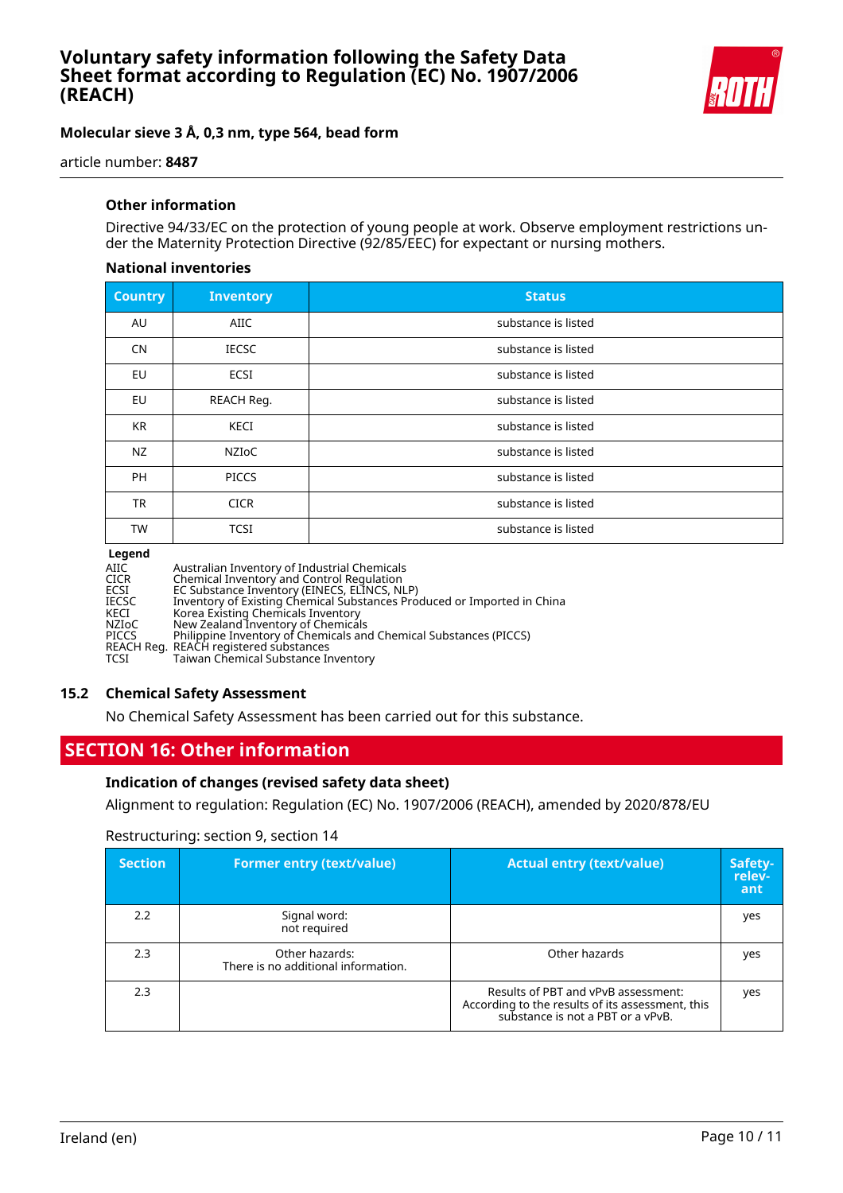### Other information

Directive 94/33/EC on the protection of young people at work. Observe employment restrictions under the Maternity Protection Directive (92/85/EEC) for expectant or nursing mothers.

#### National inventories

| Country | Inventory | Status |
|---|---|---|
| AU | AIIC | substance is listed |
| CN | IECSC | substance is listed |
| EU | ECSI | substance is listed |
| EU | REACH Reg. | substance is listed |
| KR | KECI | substance is listed |
| NZ | NZIoC | substance is listed |
| PH | PICCS | substance is listed |
| TR | CICR | substance is listed |
| TW | TCSI | substance is listed |

**Legend**

| | |
|---|---|
| AIIC | Australian Inventory of Industrial Chemicals |
| CICR | Chemical Inventory and Control Regulation |
| ECSI | EC Substance Inventory (EINECS, ELINCS, NLP) |
| IECSC | Inventory of Existing Chemical Substances Produced or Imported in China |
| KECI | Korea Existing Chemicals Inventory |
| NZIoC | New Zealand Inventory of Chemicals |
| PICCS | Philippine Inventory of Chemicals and Chemical Substances (PICCS) |
| REACH Reg. | REACH registered substances |
| TCSI | Taiwan Chemical Substance Inventory |

## 15.2 Chemical Safety Assessment

No Chemical Safety Assessment has been carried out for this substance.

# SECTION 16: Other information

### Indication of changes (revised safety data sheet)

Alignment to regulation: Regulation (EC) No. 1907/2006 (REACH), amended by 2020/878/EU

Restructuring: section 9, section 14

| Section | Former entry (text/value) | Actual entry (text/value) | Safety-relevant |
|---|---|---|---|
| 2.2 | Signal word: not required | | yes |
| 2.3 | Other hazards: There is no additional information. | Other hazards | yes |
| 2.3 | | Results of PBT and vPvB assessment: According to the results of its assessment, this substance is not a PBT or a vPvB. | yes |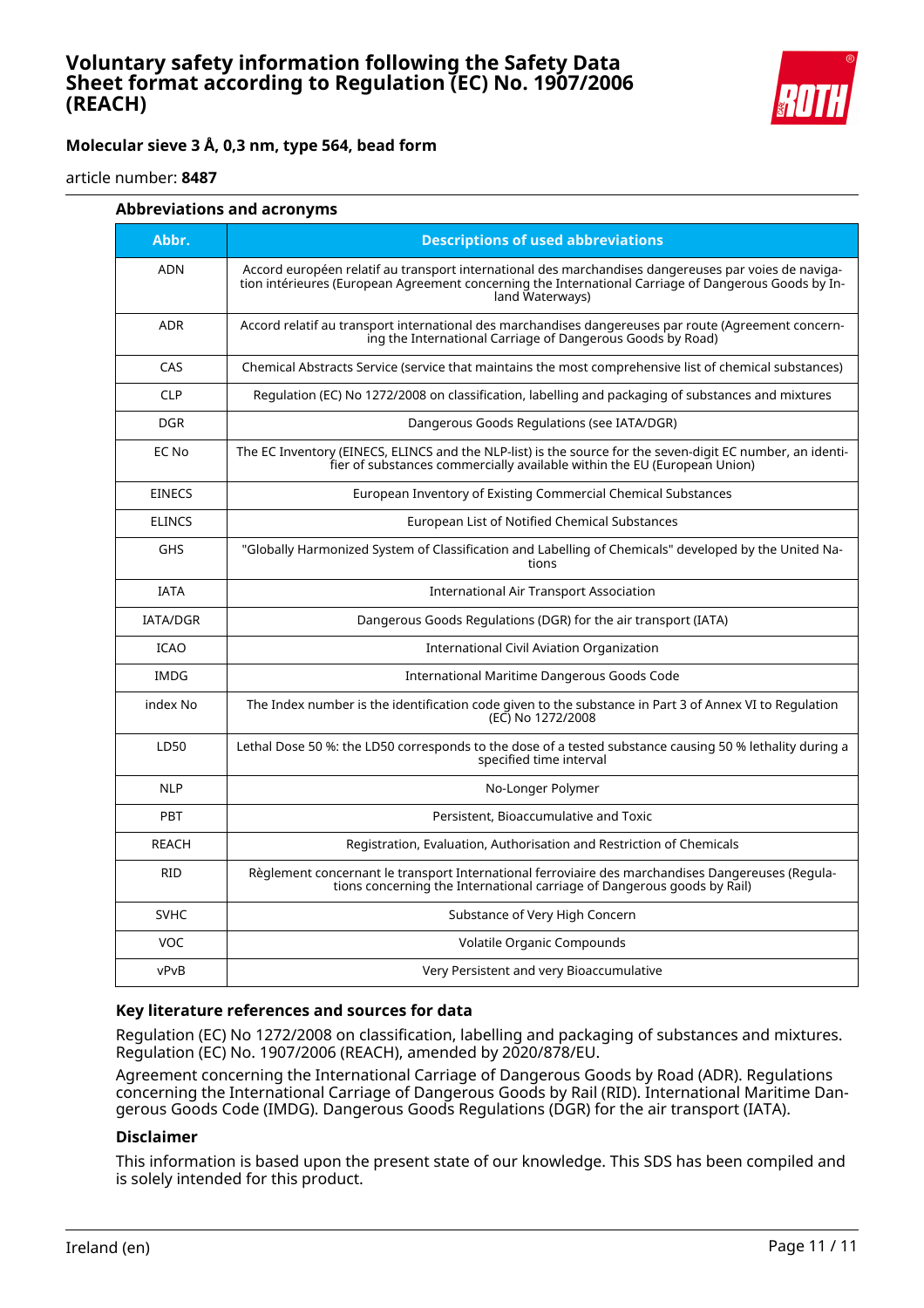### Abbreviations and acronyms

| Abbr. | Descriptions of used abbreviations |
|---|---|
| ADN | Accord européen relatif au transport international des marchandises dangereuses par voies de navigation intérieures (European Agreement concerning the International Carriage of Dangerous Goods by Inland Waterways) |
| ADR | Accord relatif au transport international des marchandises dangereuses par route (Agreement concerning the International Carriage of Dangerous Goods by Road) |
| CAS | Chemical Abstracts Service (service that maintains the most comprehensive list of chemical substances) |
| CLP | Regulation (EC) No 1272/2008 on classification, labelling and packaging of substances and mixtures |
| DGR | Dangerous Goods Regulations (see IATA/DGR) |
| EC No | The EC Inventory (EINECS, ELINCS and the NLP-list) is the source for the seven-digit EC number, an identifier of substances commercially available within the EU (European Union) |
| EINECS | European Inventory of Existing Commercial Chemical Substances |
| ELINCS | European List of Notified Chemical Substances |
| GHS | "Globally Harmonized System of Classification and Labelling of Chemicals" developed by the United Nations |
| IATA | International Air Transport Association |
| IATA/DGR | Dangerous Goods Regulations (DGR) for the air transport (IATA) |
| ICAO | International Civil Aviation Organization |
| IMDG | International Maritime Dangerous Goods Code |
| index No | The Index number is the identification code given to the substance in Part 3 of Annex VI to Regulation (EC) No 1272/2008 |
| LD50 | Lethal Dose 50 %: the LD50 corresponds to the dose of a tested substance causing 50 % lethality during a specified time interval |
| NLP | No-Longer Polymer |
| PBT | Persistent, Bioaccumulative and Toxic |
| REACH | Registration, Evaluation, Authorisation and Restriction of Chemicals |
| RID | Règlement concernant le transport International ferroviaire des marchandises Dangereuses (Regulations concerning the International carriage of Dangerous goods by Rail) |
| SVHC | Substance of Very High Concern |
| VOC | Volatile Organic Compounds |
| vPvB | Very Persistent and very Bioaccumulative |

### Key literature references and sources for data

Regulation (EC) No 1272/2008 on classification, labelling and packaging of substances and mixtures. Regulation (EC) No. 1907/2006 (REACH), amended by 2020/878/EU.

Agreement concerning the International Carriage of Dangerous Goods by Road (ADR). Regulations concerning the International Carriage of Dangerous Goods by Rail (RID). International Maritime Dangerous Goods Code (IMDG). Dangerous Goods Regulations (DGR) for the air transport (IATA).

### Disclaimer

This information is based upon the present state of our knowledge. This SDS has been compiled and is solely intended for this product.